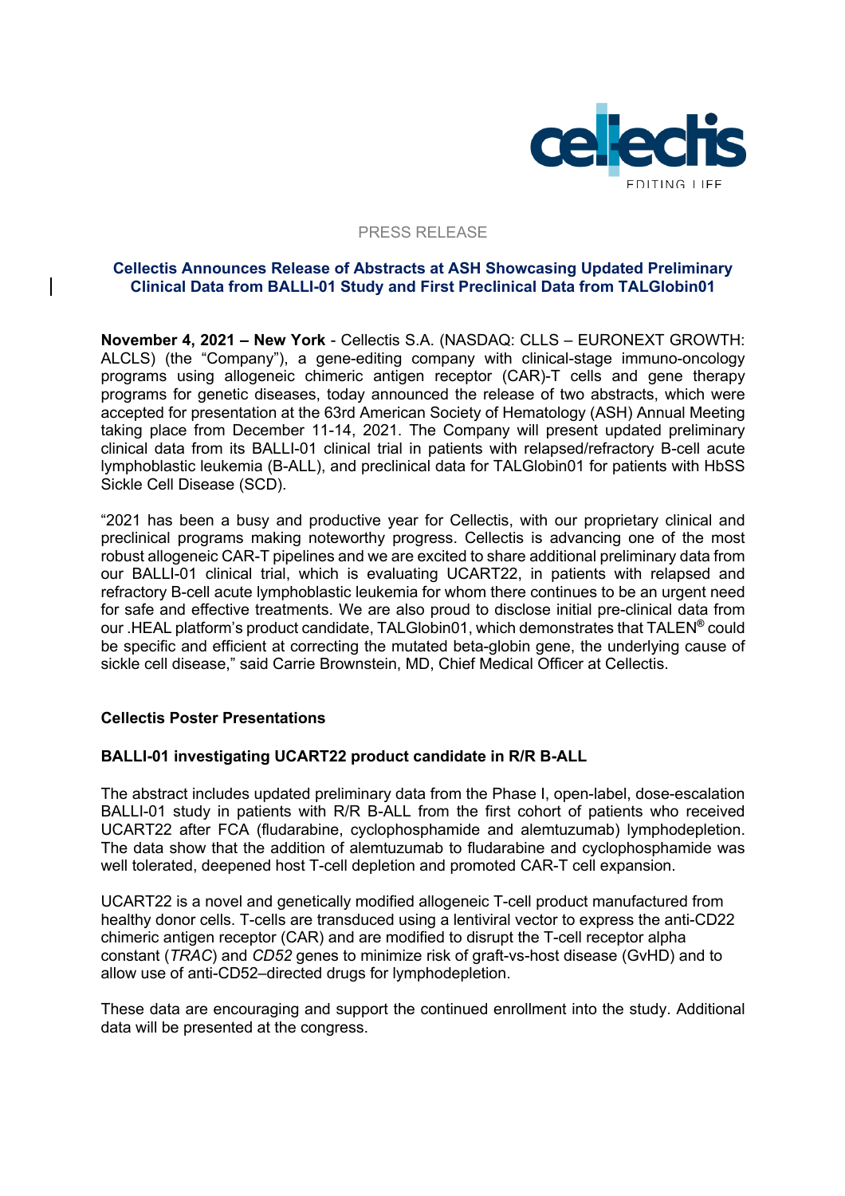PRESS RELEASE

# Cellectis Announces Release of Abstracts at ASH Showcasing Updated Preliminary Clinical Data from BALLI-01 Study and First Preclinical Data from TALGlobin01

**November 4, 2021 – New York** - Cellectis S.A. (NASDAQ: CLLS – EURONEXT GROWTH: ALCLS) (the "Company"), a gene-editing company with clinical-stage immuno-oncology programs using allogeneic chimeric antigen receptor (CAR)-T cells and gene therapy programs for genetic diseases, today announced the release of two abstracts, which were accepted for presentation at the 63rd American Society of Hematology (ASH) Annual Meeting taking place from December 11-14, 2021. The Company will present updated preliminary clinical data from its BALLI-01 clinical trial in patients with relapsed/refractory B-cell acute lymphoblastic leukemia (B-ALL), and preclinical data for TALGlobin01 for patients with HbSS Sickle Cell Disease (SCD).

"2021 has been a busy and productive year for Cellectis, with our proprietary clinical and preclinical programs making noteworthy progress. Cellectis is advancing one of the most robust allogeneic CAR-T pipelines and we are excited to share additional preliminary data from our BALLI-01 clinical trial, which is evaluating UCART22, in patients with relapsed and refractory B-cell acute lymphoblastic leukemia for whom there continues to be an urgent need for safe and effective treatments. We are also proud to disclose initial pre-clinical data from our .HEAL platform's product candidate, TALGlobin01, which demonstrates that TALEN® could be specific and efficient at correcting the mutated beta-globin gene, the underlying cause of sickle cell disease," said Carrie Brownstein, MD, Chief Medical Officer at Cellectis.

## Cellectis Poster Presentations

### BALLI-01 investigating UCART22 product candidate in R/R B-ALL

The abstract includes updated preliminary data from the Phase I, open-label, dose-escalation BALLI-01 study in patients with R/R B-ALL from the first cohort of patients who received UCART22 after FCA (fludarabine, cyclophosphamide and alemtuzumab) lymphodepletion. The data show that the addition of alemtuzumab to fludarabine and cyclophosphamide was well tolerated, deepened host T-cell depletion and promoted CAR-T cell expansion.

UCART22 is a novel and genetically modified allogeneic T-cell product manufactured from healthy donor cells. T-cells are transduced using a lentiviral vector to express the anti-CD22 chimeric antigen receptor (CAR) and are modified to disrupt the T-cell receptor alpha constant (*TRAC*) and *CD52* genes to minimize risk of graft-vs-host disease (GvHD) and to allow use of anti-CD52–directed drugs for lymphodepletion.

These data are encouraging and support the continued enrollment into the study. Additional data will be presented at the congress.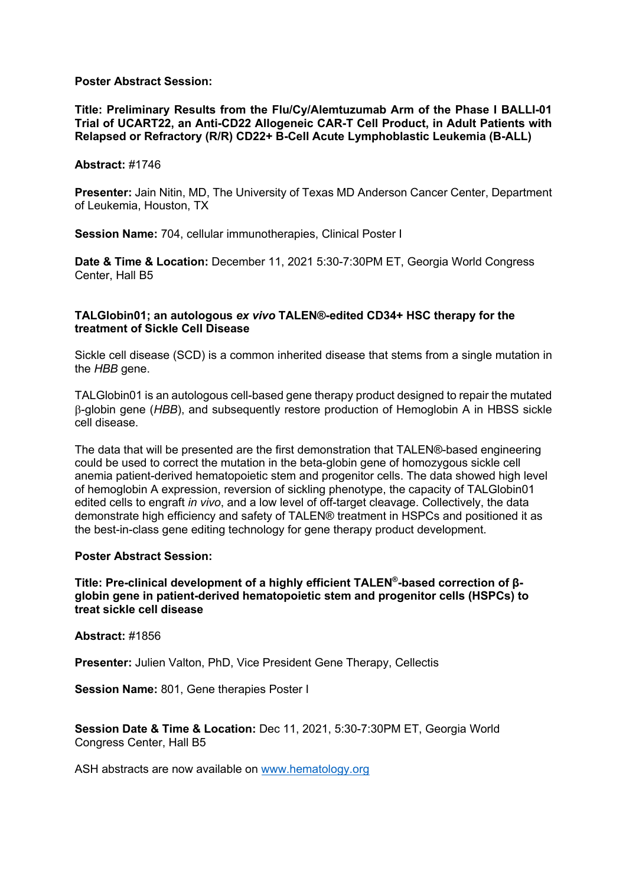**Poster Abstract Session:**

**Title: Preliminary Results from the Flu/Cy/Alemtuzumab Arm of the Phase I BALLI-01 Trial of UCART22, an Anti-CD22 Allogeneic CAR-T Cell Product, in Adult Patients with Relapsed or Refractory (R/R) CD22+ B-Cell Acute Lymphoblastic Leukemia (B-ALL)**

**Abstract:** #1746

**Presenter:** Jain Nitin, MD, The University of Texas MD Anderson Cancer Center, Department of Leukemia, Houston, TX

**Session Name:** 704, cellular immunotherapies, Clinical Poster I

**Date & Time & Location:** December 11, 2021 5:30-7:30PM ET, Georgia World Congress Center, Hall B5

**TALGlobin01; an autologous *ex vivo* TALEN®-edited CD34+ HSC therapy for the treatment of Sickle Cell Disease**

Sickle cell disease (SCD) is a common inherited disease that stems from a single mutation in the *HBB* gene.

TALGlobin01 is an autologous cell-based gene therapy product designed to repair the mutated β-globin gene (*HBB*), and subsequently restore production of Hemoglobin A in HBSS sickle cell disease.

The data that will be presented are the first demonstration that TALEN®-based engineering could be used to correct the mutation in the beta-globin gene of homozygous sickle cell anemia patient-derived hematopoietic stem and progenitor cells. The data showed high level of hemoglobin A expression, reversion of sickling phenotype, the capacity of TALGlobin01 edited cells to engraft *in vivo*, and a low level of off-target cleavage. Collectively, the data demonstrate high efficiency and safety of TALEN® treatment in HSPCs and positioned it as the best-in-class gene editing technology for gene therapy product development.

**Poster Abstract Session:**

**Title: Pre-clinical development of a highly efficient TALEN®-based correction of β-globin gene in patient-derived hematopoietic stem and progenitor cells (HSPCs) to treat sickle cell disease**

**Abstract:** #1856

**Presenter:** Julien Valton, PhD, Vice President Gene Therapy, Cellectis

**Session Name:** 801, Gene therapies Poster I

**Session Date & Time & Location:** Dec 11, 2021, 5:30-7:30PM ET, Georgia World Congress Center, Hall B5

ASH abstracts are now available on [www.hematology.org](www.hematology.org)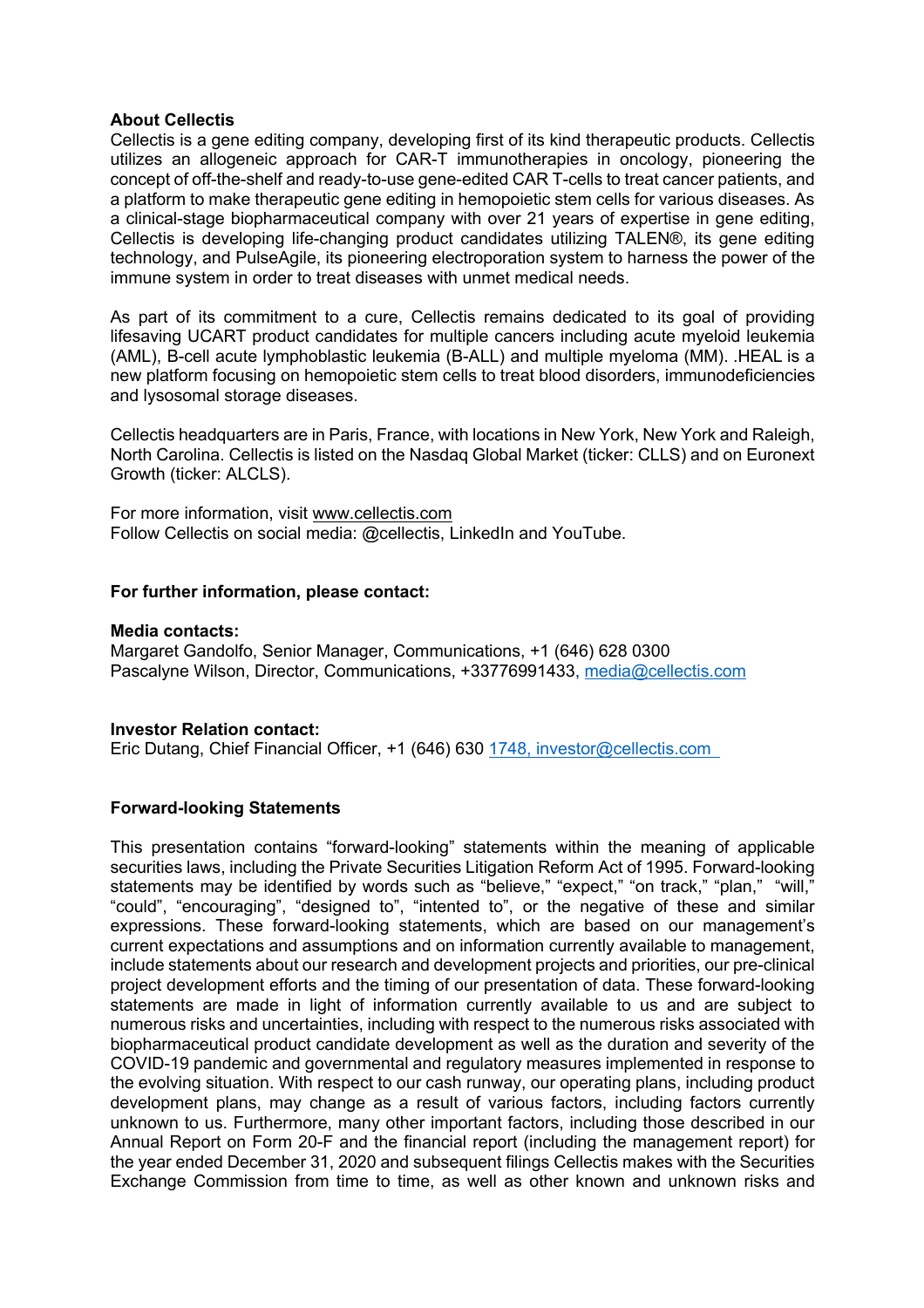**About Cellectis**

Cellectis is a gene editing company, developing first of its kind therapeutic products. Cellectis utilizes an allogeneic approach for CAR-T immunotherapies in oncology, pioneering the concept of off-the-shelf and ready-to-use gene-edited CAR T-cells to treat cancer patients, and a platform to make therapeutic gene editing in hemopoietic stem cells for various diseases. As a clinical-stage biopharmaceutical company with over 21 years of expertise in gene editing, Cellectis is developing life-changing product candidates utilizing TALEN®, its gene editing technology, and PulseAgile, its pioneering electroporation system to harness the power of the immune system in order to treat diseases with unmet medical needs.

As part of its commitment to a cure, Cellectis remains dedicated to its goal of providing lifesaving UCART product candidates for multiple cancers including acute myeloid leukemia (AML), B-cell acute lymphoblastic leukemia (B-ALL) and multiple myeloma (MM). .HEAL is a new platform focusing on hemopoietic stem cells to treat blood disorders, immunodeficiencies and lysosomal storage diseases.

Cellectis headquarters are in Paris, France, with locations in New York, New York and Raleigh, North Carolina. Cellectis is listed on the Nasdaq Global Market (ticker: CLLS) and on Euronext Growth (ticker: ALCLS).

For more information, visit www.cellectis.com
Follow Cellectis on social media: @cellectis, LinkedIn and YouTube.

**For further information, please contact:**

**Media contacts:**
Margaret Gandolfo, Senior Manager, Communications, +1 (646) 628 0300
Pascalyne Wilson, Director, Communications, +33776991433, media@cellectis.com

**Investor Relation contact:**
Eric Dutang, Chief Financial Officer, +1 (646) 630 1748, investor@cellectis.com

**Forward-looking Statements**

This presentation contains "forward-looking" statements within the meaning of applicable securities laws, including the Private Securities Litigation Reform Act of 1995. Forward-looking statements may be identified by words such as "believe," "expect," "on track," "plan," "will," "could", "encouraging", "designed to", "intented to", or the negative of these and similar expressions. These forward-looking statements, which are based on our management's current expectations and assumptions and on information currently available to management, include statements about our research and development projects and priorities, our pre-clinical project development efforts and the timing of our presentation of data. These forward-looking statements are made in light of information currently available to us and are subject to numerous risks and uncertainties, including with respect to the numerous risks associated with biopharmaceutical product candidate development as well as the duration and severity of the COVID-19 pandemic and governmental and regulatory measures implemented in response to the evolving situation. With respect to our cash runway, our operating plans, including product development plans, may change as a result of various factors, including factors currently unknown to us. Furthermore, many other important factors, including those described in our Annual Report on Form 20-F and the financial report (including the management report) for the year ended December 31, 2020 and subsequent filings Cellectis makes with the Securities Exchange Commission from time to time, as well as other known and unknown risks and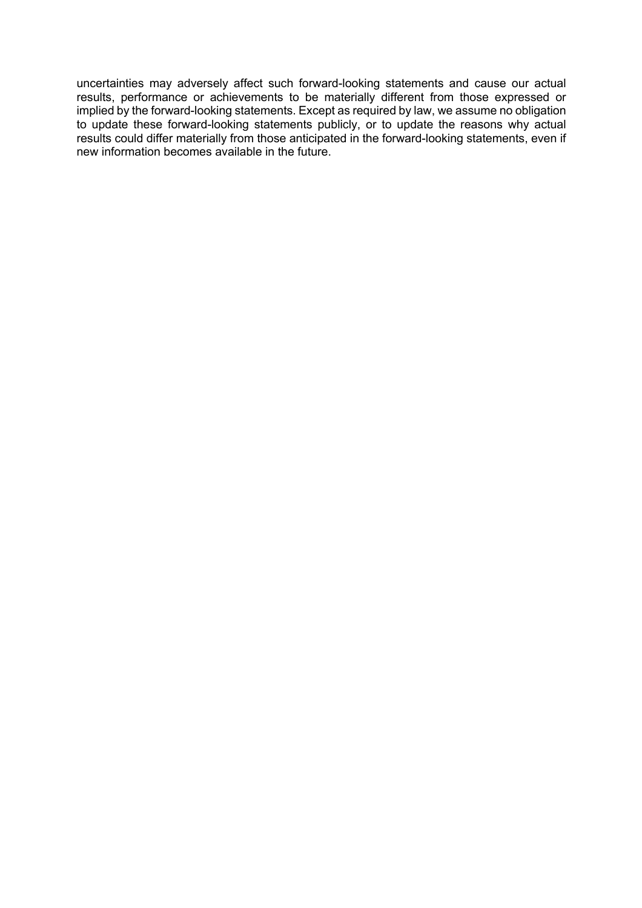uncertainties may adversely affect such forward-looking statements and cause our actual results, performance or achievements to be materially different from those expressed or implied by the forward-looking statements. Except as required by law, we assume no obligation to update these forward-looking statements publicly, or to update the reasons why actual results could differ materially from those anticipated in the forward-looking statements, even if new information becomes available in the future.